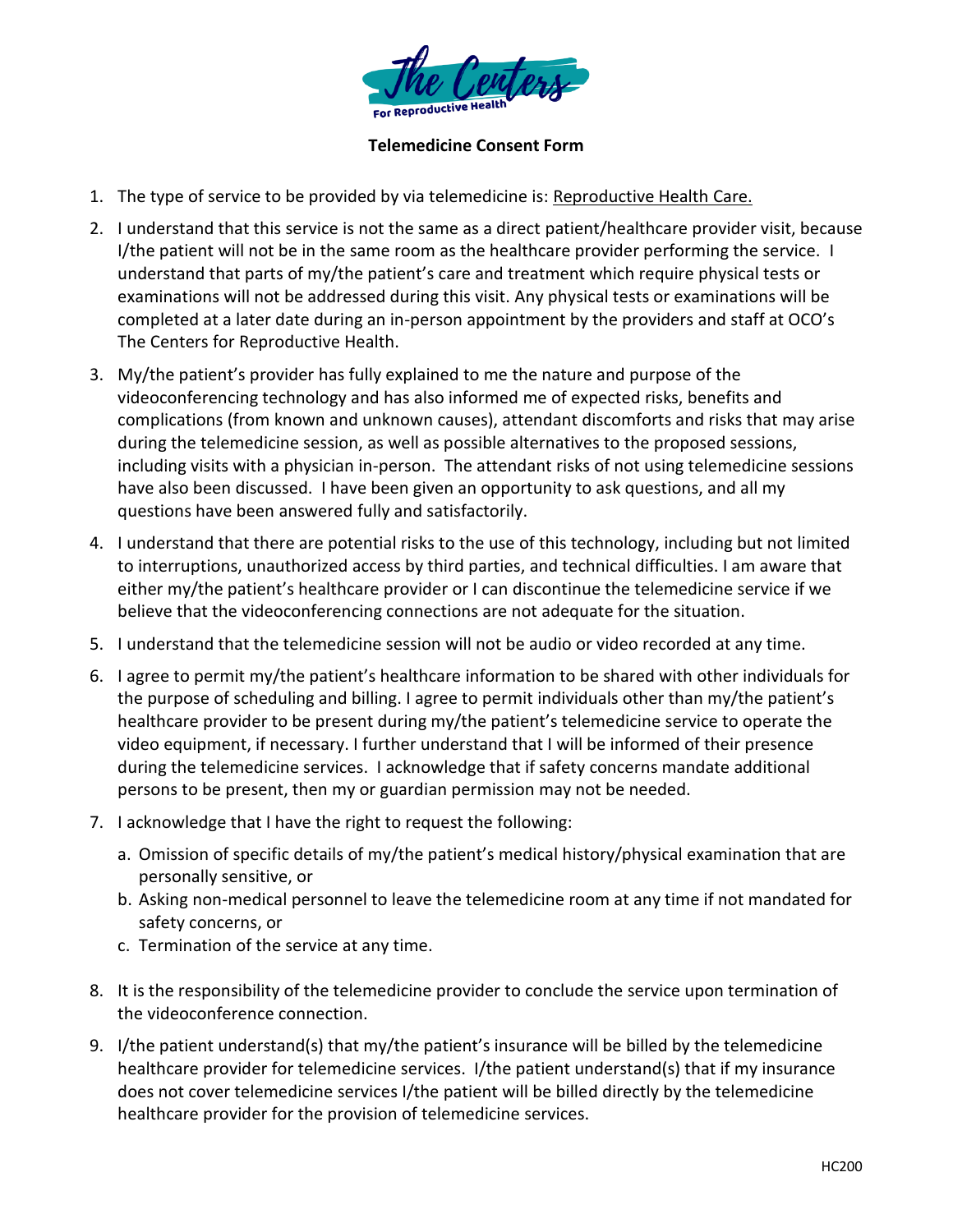The Centers For Reproductive Health

# Telemedicine Consent Form

1. The type of service to be provided by via telemedicine is: Reproductive Health Care.
2. I understand that this service is not the same as a direct patient/healthcare provider visit, because I/the patient will not be in the same room as the healthcare provider performing the service. I understand that parts of my/the patient's care and treatment which require physical tests or examinations will not be addressed during this visit. Any physical tests or examinations will be completed at a later date during an in-person appointment by the providers and staff at OCO's The Centers for Reproductive Health.
3. My/the patient's provider has fully explained to me the nature and purpose of the videoconferencing technology and has also informed me of expected risks, benefits and complications (from known and unknown causes), attendant discomforts and risks that may arise during the telemedicine session, as well as possible alternatives to the proposed sessions, including visits with a physician in-person. The attendant risks of not using telemedicine sessions have also been discussed. I have been given an opportunity to ask questions, and all my questions have been answered fully and satisfactorily.
4. I understand that there are potential risks to the use of this technology, including but not limited to interruptions, unauthorized access by third parties, and technical difficulties. I am aware that either my/the patient's healthcare provider or I can discontinue the telemedicine service if we believe that the videoconferencing connections are not adequate for the situation.
5. I understand that the telemedicine session will not be audio or video recorded at any time.
6. I agree to permit my/the patient's healthcare information to be shared with other individuals for the purpose of scheduling and billing. I agree to permit individuals other than my/the patient's healthcare provider to be present during my/the patient's telemedicine service to operate the video equipment, if necessary. I further understand that I will be informed of their presence during the telemedicine services. I acknowledge that if safety concerns mandate additional persons to be present, then my or guardian permission may not be needed.
7. I acknowledge that I have the right to request the following:
   a. Omission of specific details of my/the patient's medical history/physical examination that are personally sensitive, or
   b. Asking non-medical personnel to leave the telemedicine room at any time if not mandated for safety concerns, or
   c. Termination of the service at any time.
8. It is the responsibility of the telemedicine provider to conclude the service upon termination of the videoconference connection.
9. I/the patient understand(s) that my/the patient's insurance will be billed by the telemedicine healthcare provider for telemedicine services. I/the patient understand(s) that if my insurance does not cover telemedicine services I/the patient will be billed directly by the telemedicine healthcare provider for the provision of telemedicine services.

HC200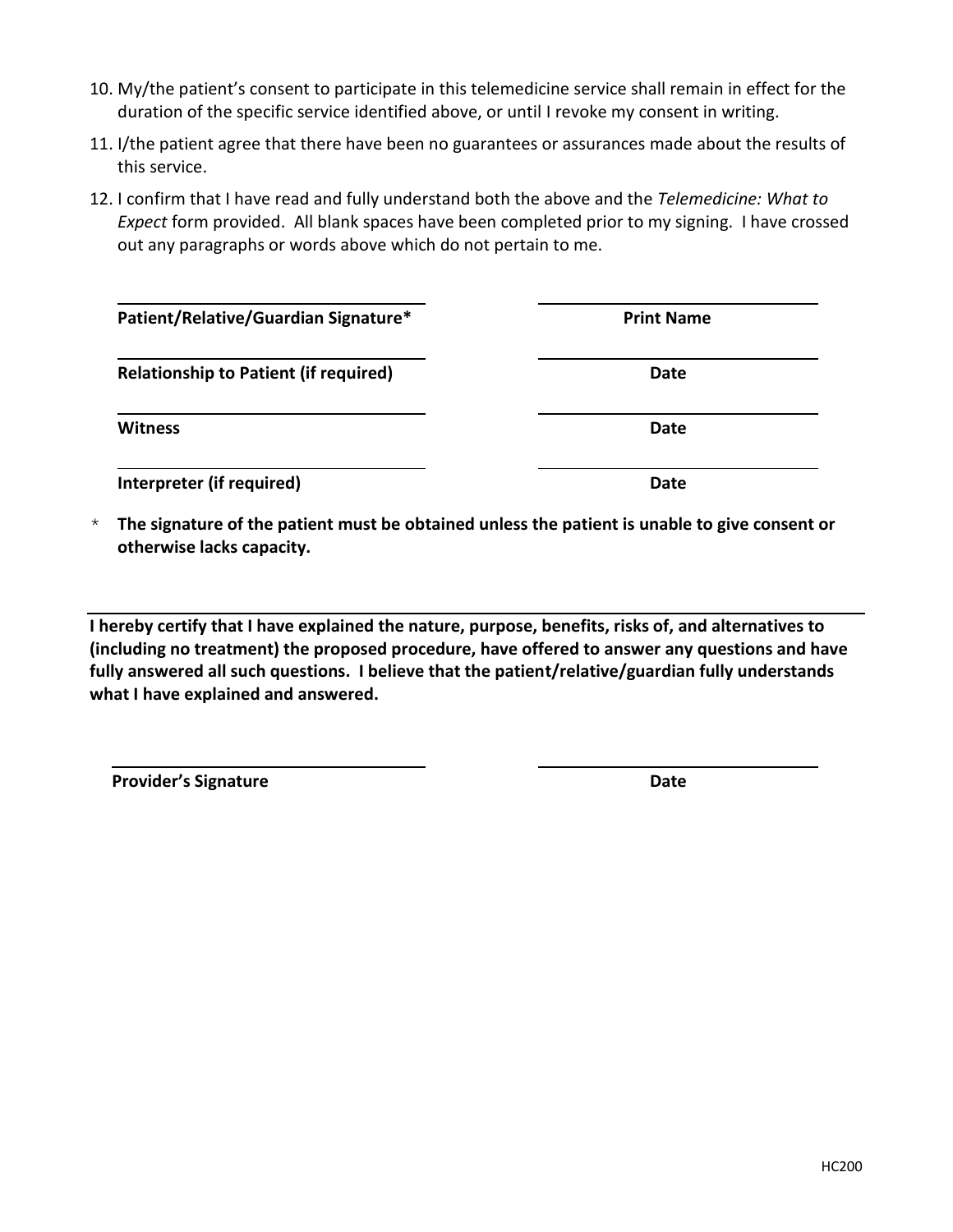10. My/the patient's consent to participate in this telemedicine service shall remain in effect for the duration of the specific service identified above, or until I revoke my consent in writing.
11. I/the patient agree that there have been no guarantees or assurances made about the results of this service.
12. I confirm that I have read and fully understand both the above and the *Telemedicine: What to Expect* form provided. All blank spaces have been completed prior to my signing. I have crossed out any paragraphs or words above which do not pertain to me.

| | |
|---|---|
| **Patient/Relative/Guardian Signature*** | **Print Name** |
| **Relationship to Patient (if required)** | **Date** |
| **Witness** | **Date** |
| **Interpreter (if required)** | **Date** |

\* **The signature of the patient must be obtained unless the patient is unable to give consent or otherwise lacks capacity.**

---

**I hereby certify that I have explained the nature, purpose, benefits, risks of, and alternatives to (including no treatment) the proposed procedure, have offered to answer any questions and have fully answered all such questions. I believe that the patient/relative/guardian fully understands what I have explained and answered.**

| | |
|---|---|
| **Provider's Signature** | **Date** |

HC200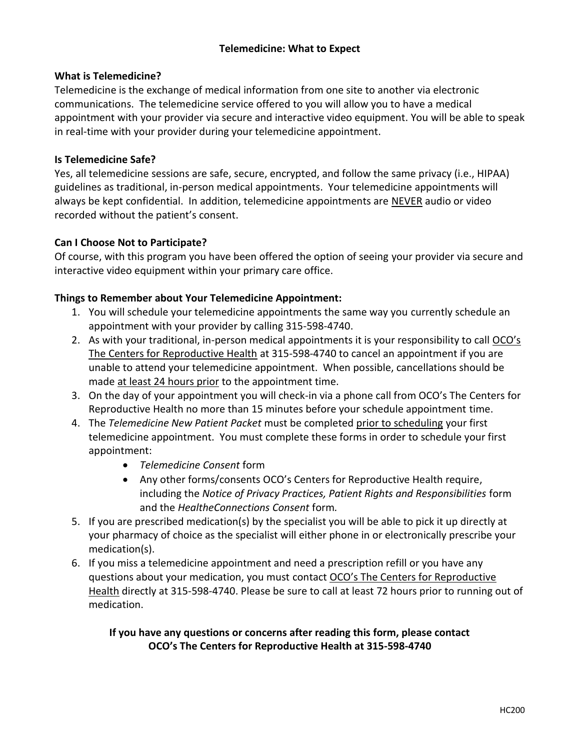# Telemedicine: What to Expect

## What is Telemedicine?

Telemedicine is the exchange of medical information from one site to another via electronic communications. The telemedicine service offered to you will allow you to have a medical appointment with your provider via secure and interactive video equipment. You will be able to speak in real-time with your provider during your telemedicine appointment.

## Is Telemedicine Safe?

Yes, all telemedicine sessions are safe, secure, encrypted, and follow the same privacy (i.e., HIPAA) guidelines as traditional, in-person medical appointments. Your telemedicine appointments will always be kept confidential. In addition, telemedicine appointments are NEVER audio or video recorded without the patient's consent.

## Can I Choose Not to Participate?

Of course, with this program you have been offered the option of seeing your provider via secure and interactive video equipment within your primary care office.

## Things to Remember about Your Telemedicine Appointment:

1. You will schedule your telemedicine appointments the same way you currently schedule an appointment with your provider by calling 315-598-4740.
2. As with your traditional, in-person medical appointments it is your responsibility to call OCO's The Centers for Reproductive Health at 315-598-4740 to cancel an appointment if you are unable to attend your telemedicine appointment. When possible, cancellations should be made at least 24 hours prior to the appointment time.
3. On the day of your appointment you will check-in via a phone call from OCO's The Centers for Reproductive Health no more than 15 minutes before your schedule appointment time.
4. The *Telemedicine New Patient Packet* must be completed prior to scheduling your first telemedicine appointment. You must complete these forms in order to schedule your first appointment:
   - *Telemedicine Consent* form
   - Any other forms/consents OCO's Centers for Reproductive Health require, including the *Notice of Privacy Practices, Patient Rights and Responsibilities* form and the *HealtheConnections Consent* form.
5. If you are prescribed medication(s) by the specialist you will be able to pick it up directly at your pharmacy of choice as the specialist will either phone in or electronically prescribe your medication(s).
6. If you miss a telemedicine appointment and need a prescription refill or you have any questions about your medication, you must contact OCO's The Centers for Reproductive Health directly at 315-598-4740. Please be sure to call at least 72 hours prior to running out of medication.

**If you have any questions or concerns after reading this form, please contact OCO's The Centers for Reproductive Health at 315-598-4740**

HC200